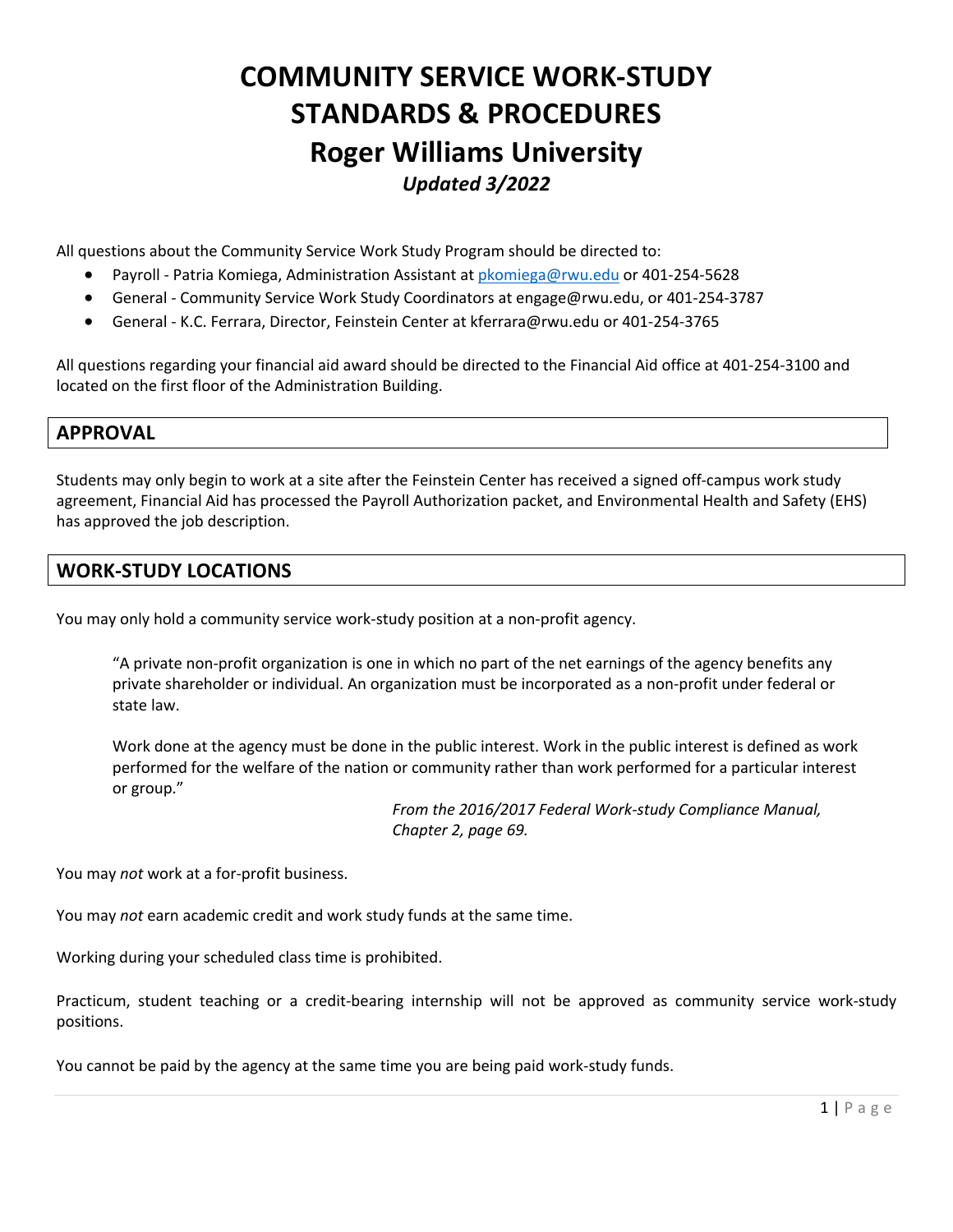# COMMUNITY SERVICE WORK-STUDY STANDARDS & PROCEDURES

## Roger Williams University

***Updated 3/2022***

All questions about the Community Service Work Study Program should be directed to:

- Payroll - Patria Komiega, Administration Assistant at pkomiega@rwu.edu or 401-254-5628
- General - Community Service Work Study Coordinators at engage@rwu.edu, or 401-254-3787
- General - K.C. Ferrara, Director, Feinstein Center at kferrara@rwu.edu or 401-254-3765

All questions regarding your financial aid award should be directed to the Financial Aid office at 401-254-3100 and located on the first floor of the Administration Building.

## APPROVAL

Students may only begin to work at a site after the Feinstein Center has received a signed off-campus work study agreement, Financial Aid has processed the Payroll Authorization packet, and Environmental Health and Safety (EHS) has approved the job description.

## WORK-STUDY LOCATIONS

You may only hold a community service work-study position at a non-profit agency.

> "A private non-profit organization is one in which no part of the net earnings of the agency benefits any private shareholder or individual. An organization must be incorporated as a non-profit under federal or state law.
>
> Work done at the agency must be done in the public interest. Work in the public interest is defined as work performed for the welfare of the nation or community rather than work performed for a particular interest or group."
>
> *From the 2016/2017 Federal Work-study Compliance Manual, Chapter 2, page 69.*

You may *not* work at a for-profit business.

You may *not* earn academic credit and work study funds at the same time.

Working during your scheduled class time is prohibited.

Practicum, student teaching or a credit-bearing internship will not be approved as community service work-study positions.

You cannot be paid by the agency at the same time you are being paid work-study funds.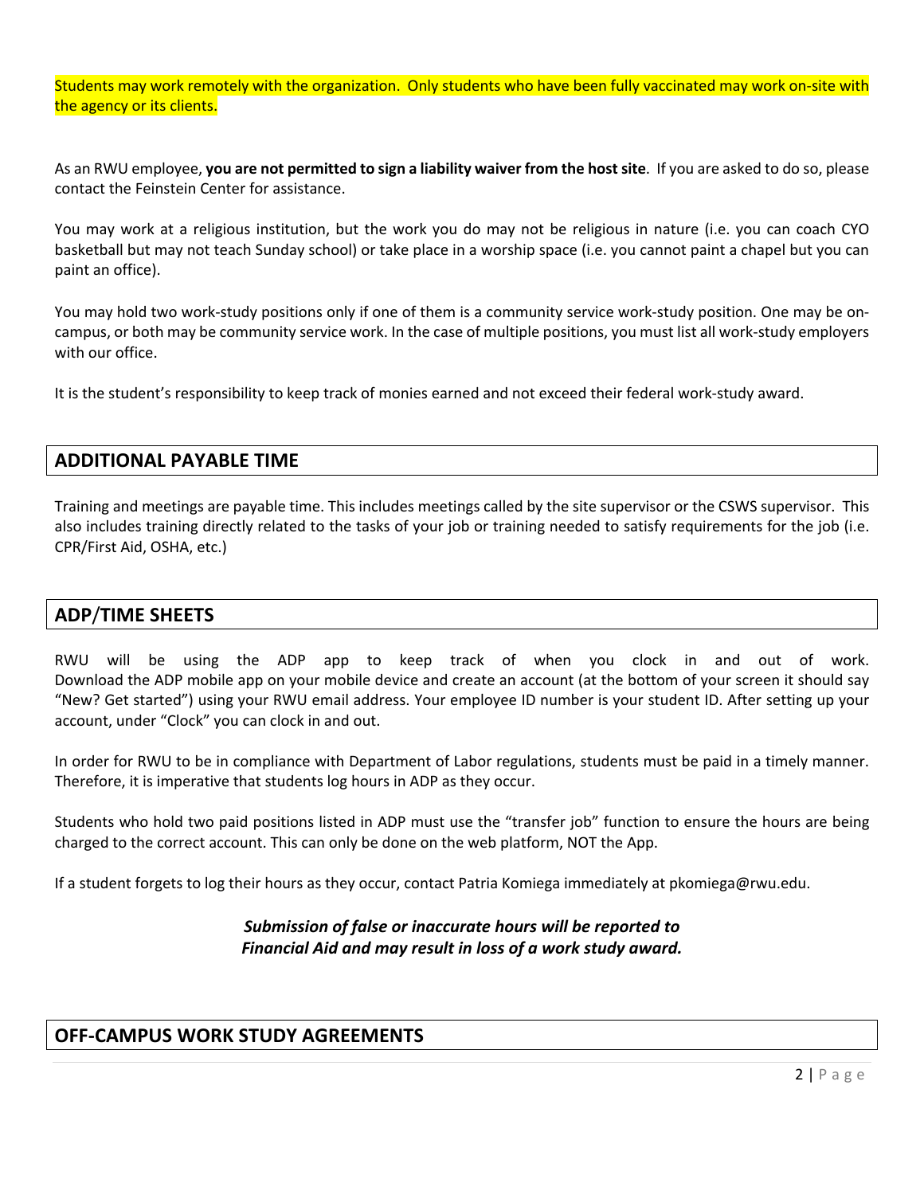Students may work remotely with the organization. Only students who have been fully vaccinated may work on-site with the agency or its clients.

As an RWU employee, **you are not permitted to sign a liability waiver from the host site**. If you are asked to do so, please contact the Feinstein Center for assistance.

You may work at a religious institution, but the work you do may not be religious in nature (i.e. you can coach CYO basketball but may not teach Sunday school) or take place in a worship space (i.e. you cannot paint a chapel but you can paint an office).

You may hold two work-study positions only if one of them is a community service work-study position. One may be on-campus, or both may be community service work. In the case of multiple positions, you must list all work-study employers with our office.

It is the student's responsibility to keep track of monies earned and not exceed their federal work-study award.

## ADDITIONAL PAYABLE TIME

Training and meetings are payable time. This includes meetings called by the site supervisor or the CSWS supervisor. This also includes training directly related to the tasks of your job or training needed to satisfy requirements for the job (i.e. CPR/First Aid, OSHA, etc.)

## ADP/TIME SHEETS

RWU will be using the ADP app to keep track of when you clock in and out of work. Download the ADP mobile app on your mobile device and create an account (at the bottom of your screen it should say "New? Get started") using your RWU email address. Your employee ID number is your student ID. After setting up your account, under "Clock" you can clock in and out.

In order for RWU to be in compliance with Department of Labor regulations, students must be paid in a timely manner. Therefore, it is imperative that students log hours in ADP as they occur.

Students who hold two paid positions listed in ADP must use the "transfer job" function to ensure the hours are being charged to the correct account. This can only be done on the web platform, NOT the App.

If a student forgets to log their hours as they occur, contact Patria Komiega immediately at pkomiega@rwu.edu.

***Submission of false or inaccurate hours will be reported to Financial Aid and may result in loss of a work study award.***

## OFF-CAMPUS WORK STUDY AGREEMENTS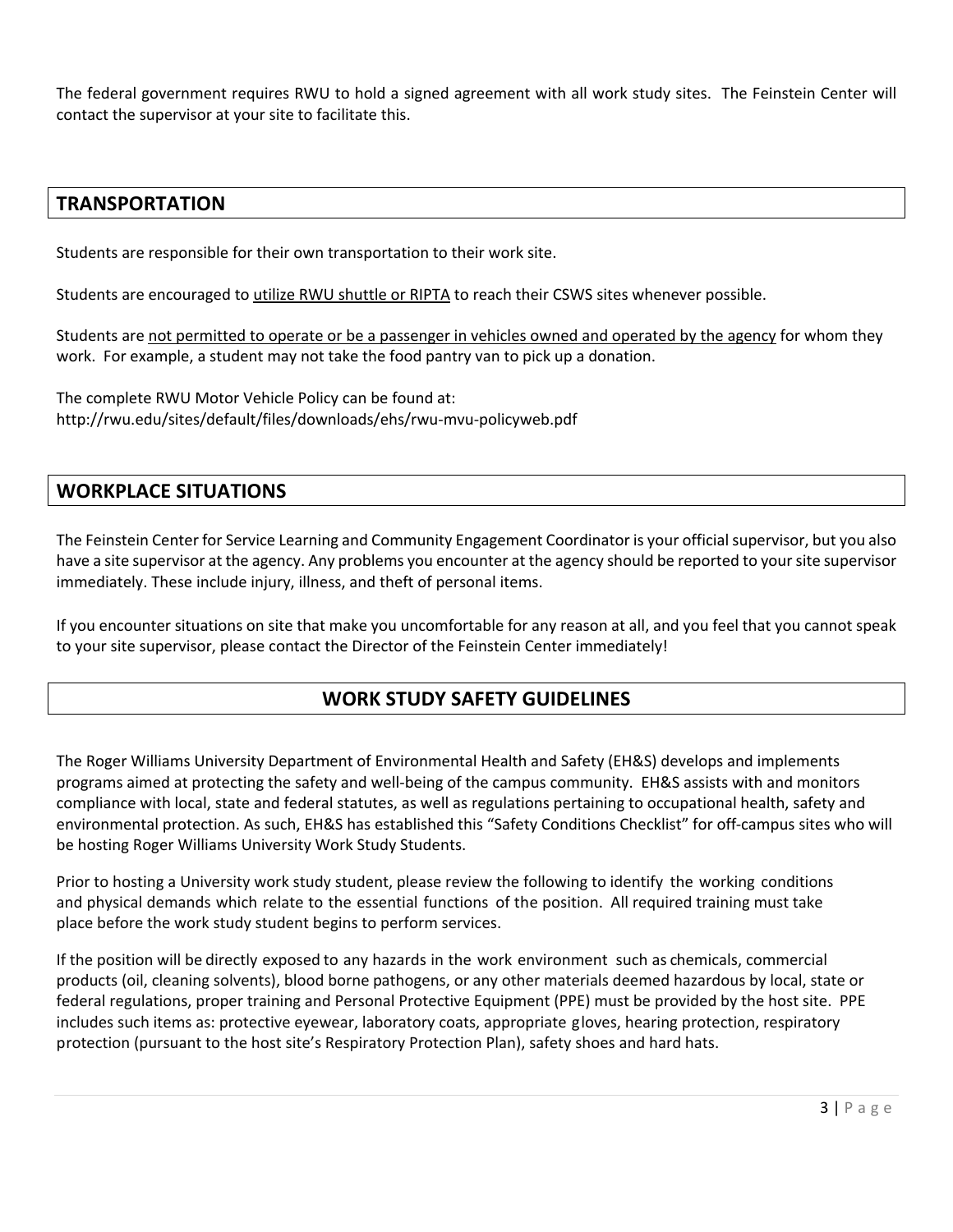The federal government requires RWU to hold a signed agreement with all work study sites. The Feinstein Center will contact the supervisor at your site to facilitate this.

## TRANSPORTATION

Students are responsible for their own transportation to their work site.

Students are encouraged to <u>utilize RWU shuttle or RIPTA</u> to reach their CSWS sites whenever possible.

Students are <u>not permitted to operate or be a passenger in vehicles owned and operated by the agency</u> for whom they work. For example, a student may not take the food pantry van to pick up a donation.

The complete RWU Motor Vehicle Policy can be found at:
http://rwu.edu/sites/default/files/downloads/ehs/rwu-mvu-policyweb.pdf

## WORKPLACE SITUATIONS

The Feinstein Center for Service Learning and Community Engagement Coordinator is your official supervisor, but you also have a site supervisor at the agency. Any problems you encounter at the agency should be reported to your site supervisor immediately. These include injury, illness, and theft of personal items.

If you encounter situations on site that make you uncomfortable for any reason at all, and you feel that you cannot speak to your site supervisor, please contact the Director of the Feinstein Center immediately!

## WORK STUDY SAFETY GUIDELINES

The Roger Williams University Department of Environmental Health and Safety (EH&S) develops and implements programs aimed at protecting the safety and well-being of the campus community. EH&S assists with and monitors compliance with local, state and federal statutes, as well as regulations pertaining to occupational health, safety and environmental protection. As such, EH&S has established this "Safety Conditions Checklist" for off-campus sites who will be hosting Roger Williams University Work Study Students.

Prior to hosting a University work study student, please review the following to identify the working conditions and physical demands which relate to the essential functions of the position. All required training must take place before the work study student begins to perform services.

If the position will be directly exposed to any hazards in the work environment such as chemicals, commercial products (oil, cleaning solvents), blood borne pathogens, or any other materials deemed hazardous by local, state or federal regulations, proper training and Personal Protective Equipment (PPE) must be provided by the host site. PPE includes such items as: protective eyewear, laboratory coats, appropriate gloves, hearing protection, respiratory protection (pursuant to the host site's Respiratory Protection Plan), safety shoes and hard hats.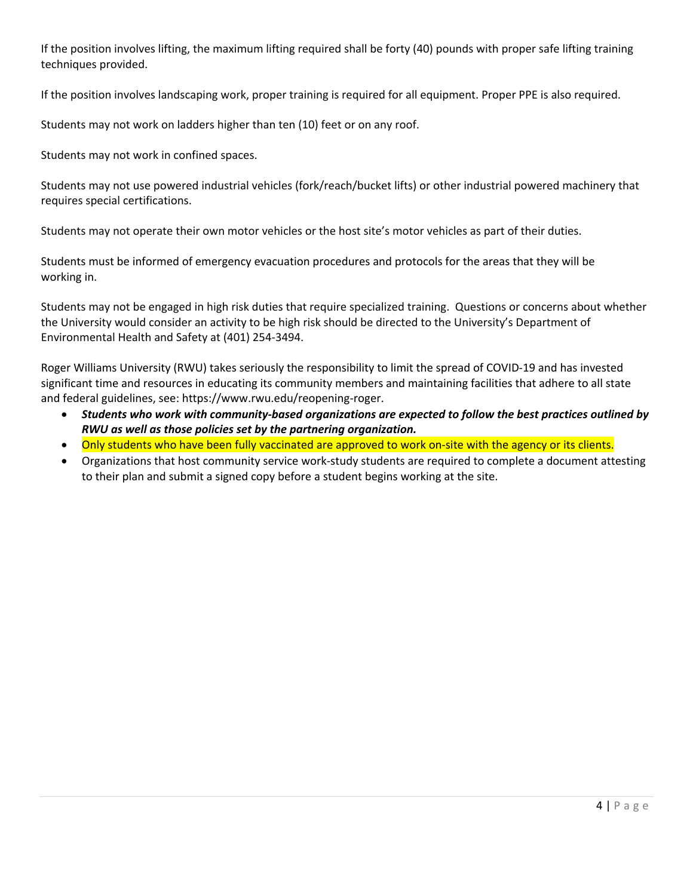If the position involves lifting, the maximum lifting required shall be forty (40) pounds with proper safe lifting training techniques provided.

If the position involves landscaping work, proper training is required for all equipment. Proper PPE is also required.

Students may not work on ladders higher than ten (10) feet or on any roof.

Students may not work in confined spaces.

Students may not use powered industrial vehicles (fork/reach/bucket lifts) or other industrial powered machinery that requires special certifications.

Students may not operate their own motor vehicles or the host site's motor vehicles as part of their duties.

Students must be informed of emergency evacuation procedures and protocols for the areas that they will be working in.

Students may not be engaged in high risk duties that require specialized training. Questions or concerns about whether the University would consider an activity to be high risk should be directed to the University's Department of Environmental Health and Safety at (401) 254-3494.

Roger Williams University (RWU) takes seriously the responsibility to limit the spread of COVID-19 and has invested significant time and resources in educating its community members and maintaining facilities that adhere to all state and federal guidelines, see: https://www.rwu.edu/reopening-roger.

- ***Students who work with community-based organizations are expected to follow the best practices outlined by RWU as well as those policies set by the partnering organization.***
- Only students who have been fully vaccinated are approved to work on-site with the agency or its clients.
- Organizations that host community service work-study students are required to complete a document attesting to their plan and submit a signed copy before a student begins working at the site.